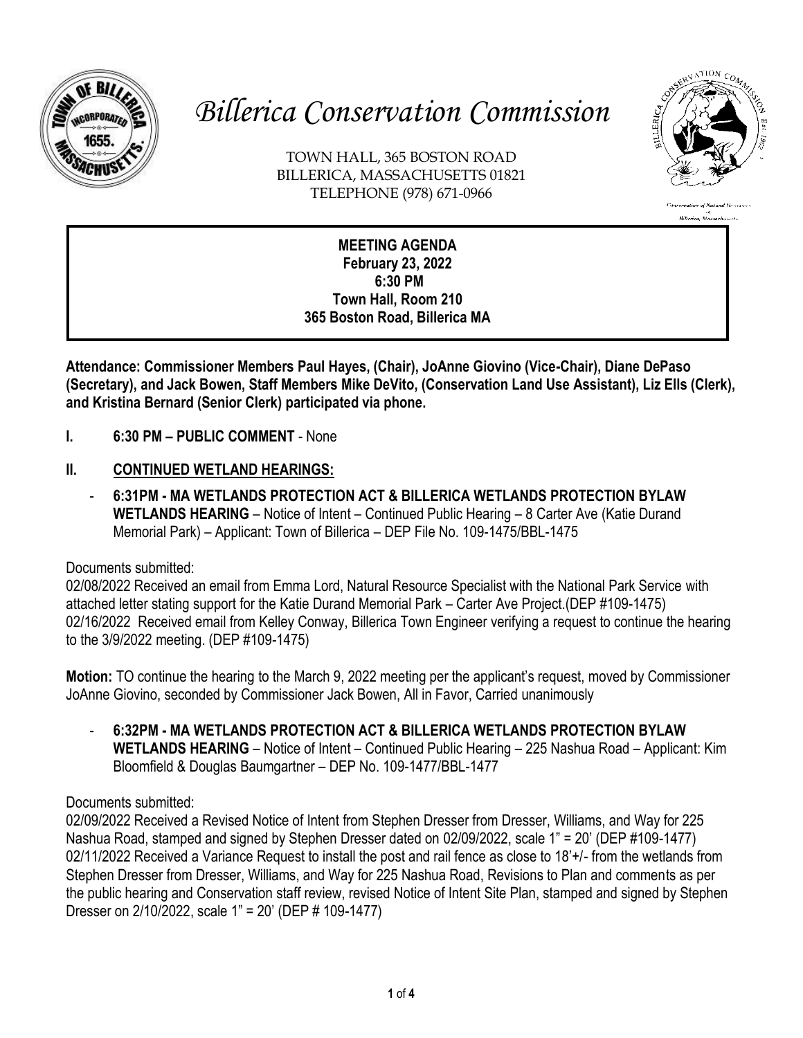# *Billerica Conservation Commission*

TOWN HALL, 365 BOSTON ROAD
BILLERICA, MASSACHUSETTS 01821
TELEPHONE (978) 671-0966

**MEETING AGENDA**
**February 23, 2022**
**6:30 PM**
**Town Hall, Room 210**
**365 Boston Road, Billerica MA**

**Attendance: Commissioner Members Paul Hayes, (Chair), JoAnne Giovino (Vice-Chair), Diane DePaso (Secretary), and Jack Bowen, Staff Members Mike DeVito, (Conservation Land Use Assistant), Liz Ells (Clerk), and Kristina Bernard (Senior Clerk) participated via phone.**

## I. 6:30 PM – PUBLIC COMMENT - None

## II. CONTINUED WETLAND HEARINGS:

- **6:31PM - MA WETLANDS PROTECTION ACT & BILLERICA WETLANDS PROTECTION BYLAW WETLANDS HEARING** – Notice of Intent – Continued Public Hearing – 8 Carter Ave (Katie Durand Memorial Park) – Applicant: Town of Billerica – DEP File No. 109-1475/BBL-1475

Documents submitted:
02/08/2022 Received an email from Emma Lord, Natural Resource Specialist with the National Park Service with attached letter stating support for the Katie Durand Memorial Park – Carter Ave Project.(DEP #109-1475)
02/16/2022 Received email from Kelley Conway, Billerica Town Engineer verifying a request to continue the hearing to the 3/9/2022 meeting. (DEP #109-1475)

**Motion:** TO continue the hearing to the March 9, 2022 meeting per the applicant's request, moved by Commissioner JoAnne Giovino, seconded by Commissioner Jack Bowen, All in Favor, Carried unanimously

- **6:32PM - MA WETLANDS PROTECTION ACT & BILLERICA WETLANDS PROTECTION BYLAW WETLANDS HEARING** – Notice of Intent – Continued Public Hearing – 225 Nashua Road – Applicant: Kim Bloomfield & Douglas Baumgartner – DEP No. 109-1477/BBL-1477

Documents submitted:
02/09/2022 Received a Revised Notice of Intent from Stephen Dresser from Dresser, Williams, and Way for 225 Nashua Road, stamped and signed by Stephen Dresser dated on 02/09/2022, scale 1" = 20' (DEP #109-1477)
02/11/2022 Received a Variance Request to install the post and rail fence as close to 18'+/- from the wetlands from Stephen Dresser from Dresser, Williams, and Way for 225 Nashua Road, Revisions to Plan and comments as per the public hearing and Conservation staff review, revised Notice of Intent Site Plan, stamped and signed by Stephen Dresser on 2/10/2022, scale 1" = 20' (DEP # 109-1477)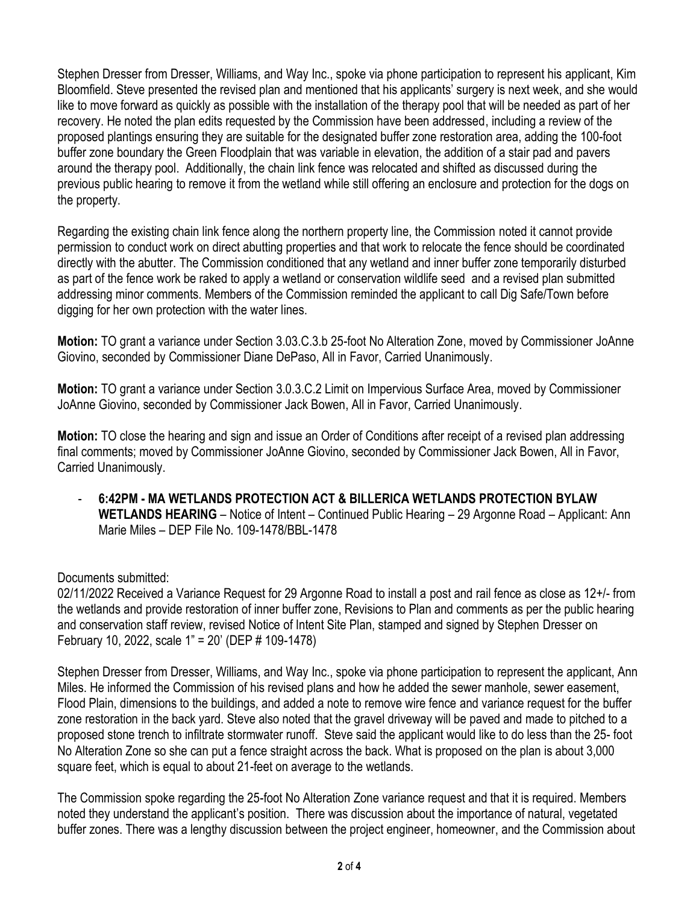Stephen Dresser from Dresser, Williams, and Way Inc., spoke via phone participation to represent his applicant, Kim Bloomfield. Steve presented the revised plan and mentioned that his applicants' surgery is next week, and she would like to move forward as quickly as possible with the installation of the therapy pool that will be needed as part of her recovery. He noted the plan edits requested by the Commission have been addressed, including a review of the proposed plantings ensuring they are suitable for the designated buffer zone restoration area, adding the 100-foot buffer zone boundary the Green Floodplain that was variable in elevation, the addition of a stair pad and pavers around the therapy pool. Additionally, the chain link fence was relocated and shifted as discussed during the previous public hearing to remove it from the wetland while still offering an enclosure and protection for the dogs on the property.

Regarding the existing chain link fence along the northern property line, the Commission noted it cannot provide permission to conduct work on direct abutting properties and that work to relocate the fence should be coordinated directly with the abutter. The Commission conditioned that any wetland and inner buffer zone temporarily disturbed as part of the fence work be raked to apply a wetland or conservation wildlife seed and a revised plan submitted addressing minor comments. Members of the Commission reminded the applicant to call Dig Safe/Town before digging for her own protection with the water lines.

**Motion:** TO grant a variance under Section 3.03.C.3.b 25-foot No Alteration Zone, moved by Commissioner JoAnne Giovino, seconded by Commissioner Diane DePaso, All in Favor, Carried Unanimously.

**Motion:** TO grant a variance under Section 3.0.3.C.2 Limit on Impervious Surface Area, moved by Commissioner JoAnne Giovino, seconded by Commissioner Jack Bowen, All in Favor, Carried Unanimously.

**Motion:** TO close the hearing and sign and issue an Order of Conditions after receipt of a revised plan addressing final comments; moved by Commissioner JoAnne Giovino, seconded by Commissioner Jack Bowen, All in Favor, Carried Unanimously.

- **6:42PM - MA WETLANDS PROTECTION ACT & BILLERICA WETLANDS PROTECTION BYLAW WETLANDS HEARING** – Notice of Intent – Continued Public Hearing – 29 Argonne Road – Applicant: Ann Marie Miles – DEP File No. 109-1478/BBL-1478

Documents submitted:
02/11/2022 Received a Variance Request for 29 Argonne Road to install a post and rail fence as close as 12+/- from the wetlands and provide restoration of inner buffer zone, Revisions to Plan and comments as per the public hearing and conservation staff review, revised Notice of Intent Site Plan, stamped and signed by Stephen Dresser on February 10, 2022, scale 1" = 20' (DEP # 109-1478)

Stephen Dresser from Dresser, Williams, and Way Inc., spoke via phone participation to represent the applicant, Ann Miles. He informed the Commission of his revised plans and how he added the sewer manhole, sewer easement, Flood Plain, dimensions to the buildings, and added a note to remove wire fence and variance request for the buffer zone restoration in the back yard. Steve also noted that the gravel driveway will be paved and made to pitched to a proposed stone trench to infiltrate stormwater runoff. Steve said the applicant would like to do less than the 25- foot No Alteration Zone so she can put a fence straight across the back. What is proposed on the plan is about 3,000 square feet, which is equal to about 21-feet on average to the wetlands.

The Commission spoke regarding the 25-foot No Alteration Zone variance request and that it is required. Members noted they understand the applicant's position. There was discussion about the importance of natural, vegetated buffer zones. There was a lengthy discussion between the project engineer, homeowner, and the Commission about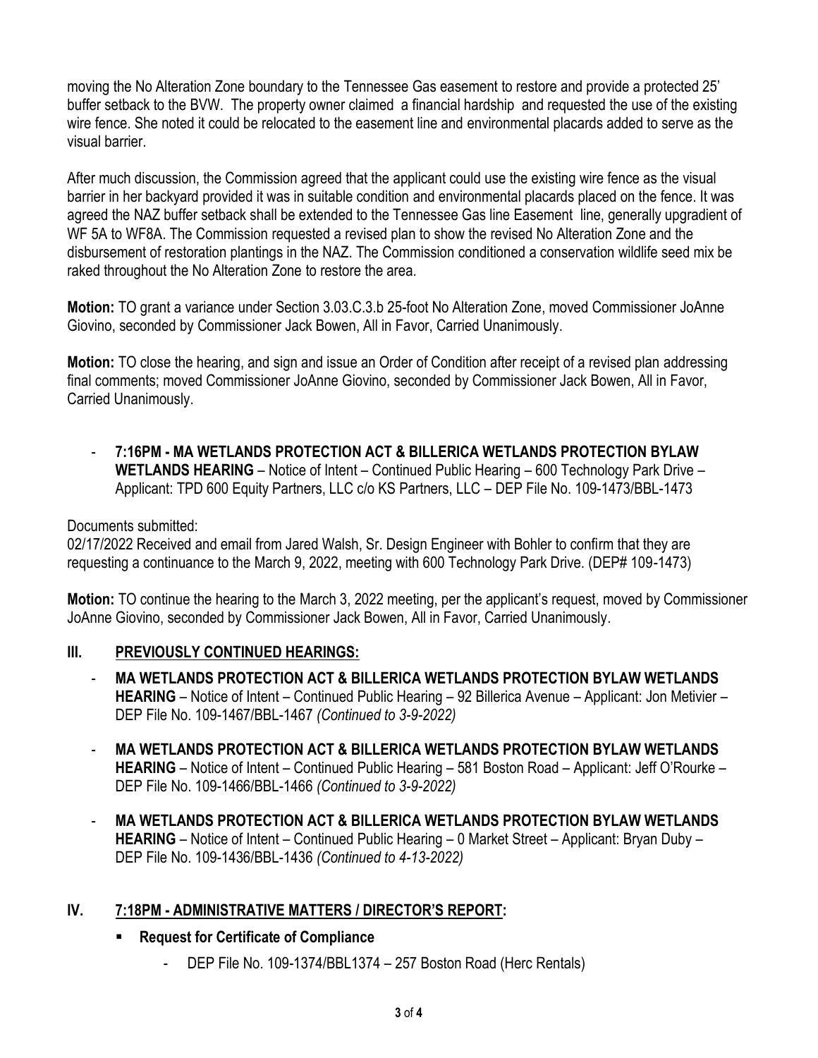moving the No Alteration Zone boundary to the Tennessee Gas easement to restore and provide a protected 25' buffer setback to the BVW. The property owner claimed a financial hardship and requested the use of the existing wire fence. She noted it could be relocated to the easement line and environmental placards added to serve as the visual barrier.

After much discussion, the Commission agreed that the applicant could use the existing wire fence as the visual barrier in her backyard provided it was in suitable condition and environmental placards placed on the fence. It was agreed the NAZ buffer setback shall be extended to the Tennessee Gas line Easement line, generally upgradient of WF 5A to WF8A. The Commission requested a revised plan to show the revised No Alteration Zone and the disbursement of restoration plantings in the NAZ. The Commission conditioned a conservation wildlife seed mix be raked throughout the No Alteration Zone to restore the area.

**Motion:** TO grant a variance under Section 3.03.C.3.b 25-foot No Alteration Zone, moved Commissioner JoAnne Giovino, seconded by Commissioner Jack Bowen, All in Favor, Carried Unanimously.

**Motion:** TO close the hearing, and sign and issue an Order of Condition after receipt of a revised plan addressing final comments; moved Commissioner JoAnne Giovino, seconded by Commissioner Jack Bowen, All in Favor, Carried Unanimously.

- **7:16PM - MA WETLANDS PROTECTION ACT & BILLERICA WETLANDS PROTECTION BYLAW WETLANDS HEARING** – Notice of Intent – Continued Public Hearing – 600 Technology Park Drive – Applicant: TPD 600 Equity Partners, LLC c/o KS Partners, LLC – DEP File No. 109-1473/BBL-1473

Documents submitted:
02/17/2022 Received and email from Jared Walsh, Sr. Design Engineer with Bohler to confirm that they are requesting a continuance to the March 9, 2022, meeting with 600 Technology Park Drive. (DEP# 109-1473)

**Motion:** TO continue the hearing to the March 3, 2022 meeting, per the applicant's request, moved by Commissioner JoAnne Giovino, seconded by Commissioner Jack Bowen, All in Favor, Carried Unanimously.

## III. PREVIOUSLY CONTINUED HEARINGS:

- **MA WETLANDS PROTECTION ACT & BILLERICA WETLANDS PROTECTION BYLAW WETLANDS HEARING** – Notice of Intent – Continued Public Hearing – 92 Billerica Avenue – Applicant: Jon Metivier – DEP File No. 109-1467/BBL-1467 *(Continued to 3-9-2022)*
- **MA WETLANDS PROTECTION ACT & BILLERICA WETLANDS PROTECTION BYLAW WETLANDS HEARING** – Notice of Intent – Continued Public Hearing – 581 Boston Road – Applicant: Jeff O'Rourke – DEP File No. 109-1466/BBL-1466 *(Continued to 3-9-2022)*
- **MA WETLANDS PROTECTION ACT & BILLERICA WETLANDS PROTECTION BYLAW WETLANDS HEARING** – Notice of Intent – Continued Public Hearing – 0 Market Street – Applicant: Bryan Duby – DEP File No. 109-1436/BBL-1436 *(Continued to 4-13-2022)*

## IV. 7:18PM - ADMINISTRATIVE MATTERS / DIRECTOR'S REPORT:

- **Request for Certificate of Compliance**
  - DEP File No. 109-1374/BBL1374 – 257 Boston Road (Herc Rentals)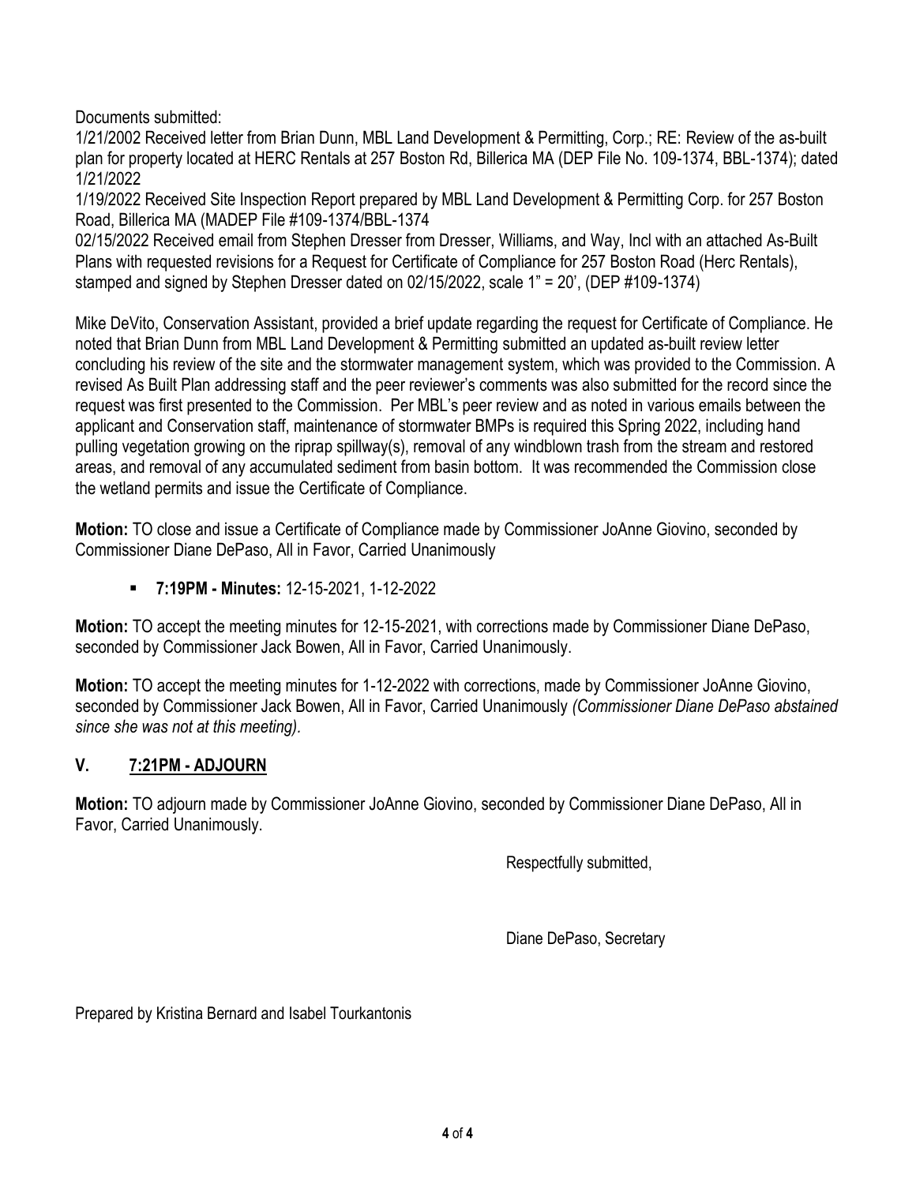Documents submitted:

1/21/2002 Received letter from Brian Dunn, MBL Land Development & Permitting, Corp.; RE: Review of the as-built plan for property located at HERC Rentals at 257 Boston Rd, Billerica MA (DEP File No. 109-1374, BBL-1374); dated 1/21/2022

1/19/2022 Received Site Inspection Report prepared by MBL Land Development & Permitting Corp. for 257 Boston Road, Billerica MA (MADEP File #109-1374/BBL-1374

02/15/2022 Received email from Stephen Dresser from Dresser, Williams, and Way, Incl with an attached As-Built Plans with requested revisions for a Request for Certificate of Compliance for 257 Boston Road (Herc Rentals), stamped and signed by Stephen Dresser dated on 02/15/2022, scale 1" = 20', (DEP #109-1374)

Mike DeVito, Conservation Assistant, provided a brief update regarding the request for Certificate of Compliance. He noted that Brian Dunn from MBL Land Development & Permitting submitted an updated as-built review letter concluding his review of the site and the stormwater management system, which was provided to the Commission. A revised As Built Plan addressing staff and the peer reviewer's comments was also submitted for the record since the request was first presented to the Commission. Per MBL's peer review and as noted in various emails between the applicant and Conservation staff, maintenance of stormwater BMPs is required this Spring 2022, including hand pulling vegetation growing on the riprap spillway(s), removal of any windblown trash from the stream and restored areas, and removal of any accumulated sediment from basin bottom. It was recommended the Commission close the wetland permits and issue the Certificate of Compliance.

**Motion:** TO close and issue a Certificate of Compliance made by Commissioner JoAnne Giovino, seconded by Commissioner Diane DePaso, All in Favor, Carried Unanimously

- **7:19PM - Minutes:** 12-15-2021, 1-12-2022

**Motion:** TO accept the meeting minutes for 12-15-2021, with corrections made by Commissioner Diane DePaso, seconded by Commissioner Jack Bowen, All in Favor, Carried Unanimously.

**Motion:** TO accept the meeting minutes for 1-12-2022 with corrections, made by Commissioner JoAnne Giovino, seconded by Commissioner Jack Bowen, All in Favor, Carried Unanimously *(Commissioner Diane DePaso abstained since she was not at this meeting).*

## V. 7:21PM - ADJOURN

**Motion:** TO adjourn made by Commissioner JoAnne Giovino, seconded by Commissioner Diane DePaso, All in Favor, Carried Unanimously.

Respectfully submitted,

Diane DePaso, Secretary

Prepared by Kristina Bernard and Isabel Tourkantonis